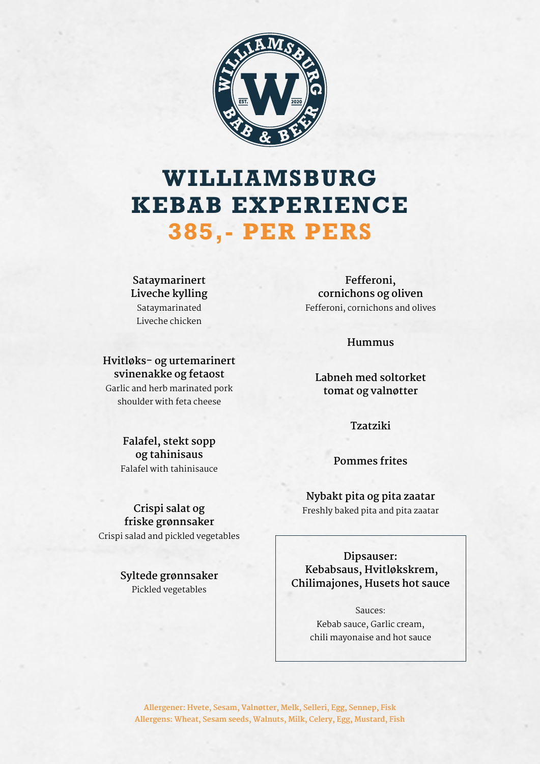WILLIAMSBURG KEBAB & BEER EST. 2020

# WILLIAMSBURG KEBAB EXPERIENCE

## 385,- PER PERS

**Sataymarinert Liveche kylling**
Sataymarinated Liveche chicken

**Hvitløks- og urtemarinert svinenakke og fetaost**
Garlic and herb marinated pork shoulder with feta cheese

**Falafel, stekt sopp og tahinisaus**
Falafel with tahinisauce

**Crispi salat og friske grønnsaker**
Crispi salad and pickled vegetables

**Syltede grønnsaker**
Pickled vegetables

**Fefferoni, cornichons og oliven**
Fefferoni, cornichons and olives

**Hummus**

**Labneh med soltorket tomat og valnøtter**

**Tzatziki**

**Pommes frites**

**Nybakt pita og pita zaatar**
Freshly baked pita and pita zaatar

**Dipsauser: Kebabsaus, Hvitløkskrem, Chilimajones, Husets hot sauce**

Sauces:
Kebab sauce, Garlic cream, chili mayonaise and hot sauce

Allergener: Hvete, Sesam, Valnøtter, Melk, Selleri, Egg, Sennep, Fisk
Allergens: Wheat, Sesam seeds, Walnuts, Milk, Celery, Egg, Mustard, Fish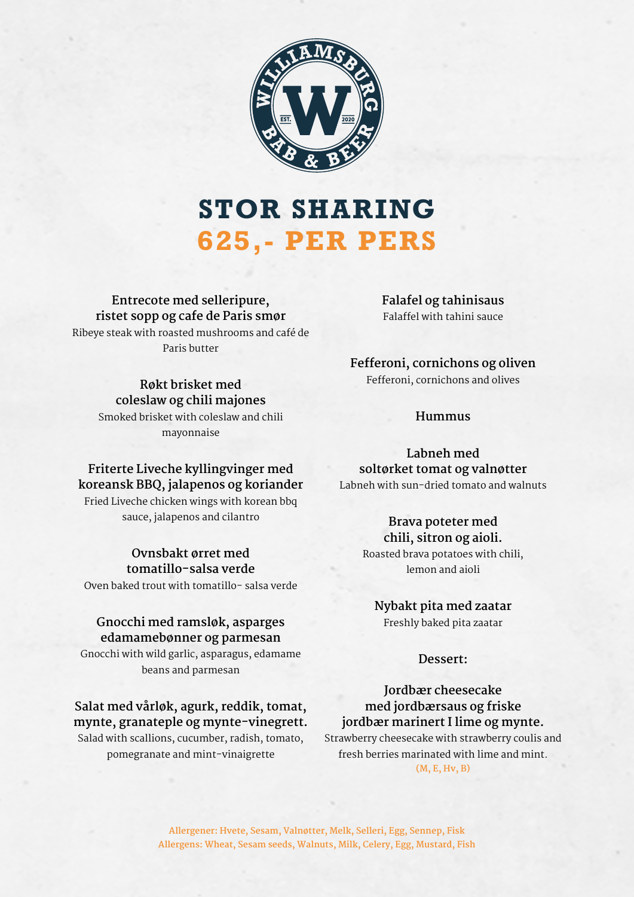# STOR SHARING

## 625,- PER PERS

**Entrecote med selleripure, ristet sopp og cafe de Paris smør**
Ribeye steak with roasted mushrooms and café de Paris butter

**Røkt brisket med coleslaw og chili majones**
Smoked brisket with coleslaw and chili mayonnaise

**Friterte Liveche kyllingvinger med koreansk BBQ, jalapenos og koriander**
Fried Liveche chicken wings with korean bbq sauce, jalapenos and cilantro

**Ovnsbakt ørret med tomatillo-salsa verde**
Oven baked trout with tomatillo- salsa verde

**Gnocchi med ramsløk, asparges edamamebønner og parmesan**
Gnocchi with wild garlic, asparagus, edamame beans and parmesan

**Salat med vårløk, agurk, reddik, tomat, mynte, granateple og mynte-vinegrett.**
Salad with scallions, cucumber, radish, tomato, pomegranate and mint-vinaigrette

**Falafel og tahinisaus**
Falaffel with tahini sauce

**Fefferoni, cornichons og oliven**
Fefferoni, cornichons and olives

**Hummus**

**Labneh med soltørket tomat og valnøtter**
Labneh with sun-dried tomato and walnuts

**Brava poteter med chili, sitron og aioli.**
Roasted brava potatoes with chili, lemon and aioli

**Nybakt pita med zaatar**
Freshly baked pita zaatar

**Dessert:**

**Jordbær cheesecake med jordbærsaus og friske jordbær marinert I lime og mynte.**
Strawberry cheesecake with strawberry coulis and fresh berries marinated with lime and mint.
(M, E, Hv, B)

Allergener: Hvete, Sesam, Valnøtter, Melk, Selleri, Egg, Sennep, Fisk
Allergens: Wheat, Sesam seeds, Walnuts, Milk, Celery, Egg, Mustard, Fish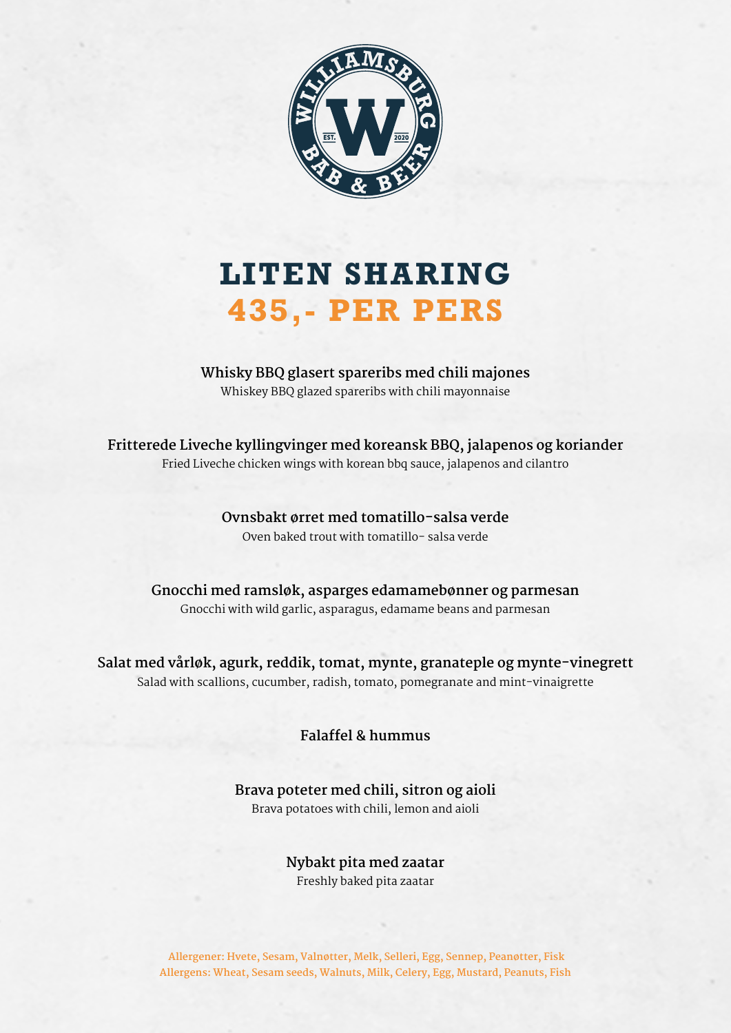# LITEN SHARING

## 435,- PER PERS

**Whisky BBQ glasert spareribs med chili majones**
Whiskey BBQ glazed spareribs with chili mayonnaise

**Fritterede Liveche kyllingvinger med koreansk BBQ, jalapenos og koriander**
Fried Liveche chicken wings with korean bbq sauce, jalapenos and cilantro

**Ovnsbakt ørret med tomatillo-salsa verde**
Oven baked trout with tomatillo- salsa verde

**Gnocchi med ramsløk, asparges edamamebønner og parmesan**
Gnocchi with wild garlic, asparagus, edamame beans and parmesan

**Salat med vårløk, agurk, reddik, tomat, mynte, granateple og mynte-vinegrett**
Salad with scallions, cucumber, radish, tomato, pomegranate and mint-vinaigrette

**Falaffel & hummus**

**Brava poteter med chili, sitron og aioli**
Brava potatoes with chili, lemon and aioli

**Nybakt pita med zaatar**
Freshly baked pita zaatar

Allergener: Hvete, Sesam, Valnøtter, Melk, Selleri, Egg, Sennep, Peanøtter, Fisk
Allergens: Wheat, Sesam seeds, Walnuts, Milk, Celery, Egg, Mustard, Peanuts, Fish